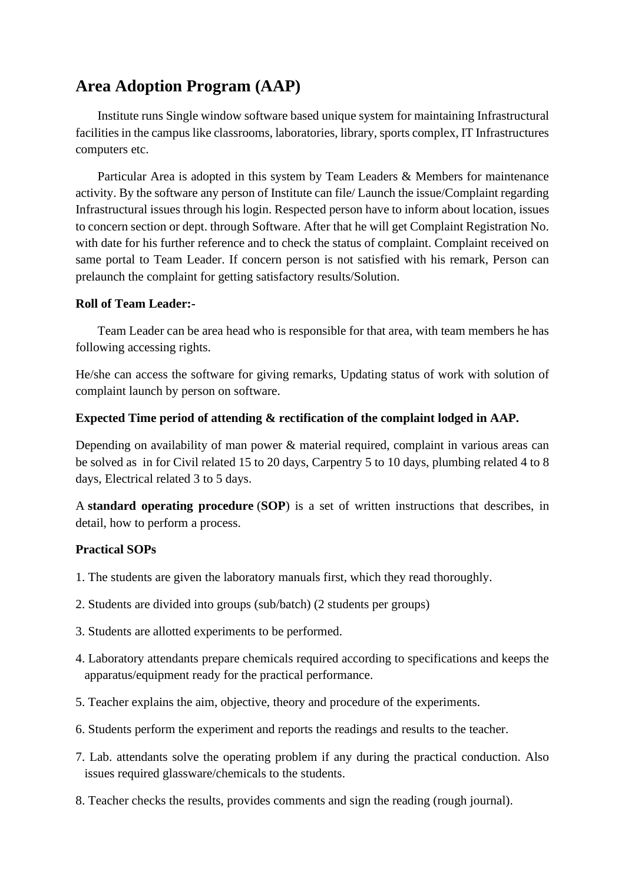# Area Adoption Program (AAP)

Institute runs Single window software based unique system for maintaining Infrastructural facilities in the campus like classrooms, laboratories, library, sports complex, IT Infrastructures computers etc.

Particular Area is adopted in this system by Team Leaders & Members for maintenance activity. By the software any person of Institute can file/ Launch the issue/Complaint regarding Infrastructural issues through his login. Respected person have to inform about location, issues to concern section or dept. through Software. After that he will get Complaint Registration No. with date for his further reference and to check the status of complaint. Complaint received on same portal to Team Leader. If concern person is not satisfied with his remark, Person can prelaunch the complaint for getting satisfactory results/Solution.

**Roll of Team Leader:-**

Team Leader can be area head who is responsible for that area, with team members he has following accessing rights.

He/she can access the software for giving remarks, Updating status of work with solution of complaint launch by person on software.

**Expected Time period of attending & rectification of the complaint lodged in AAP.**

Depending on availability of man power & material required, complaint in various areas can be solved as in for Civil related 15 to 20 days, Carpentry 5 to 10 days, plumbing related 4 to 8 days, Electrical related 3 to 5 days.

A **standard operating procedure** (**SOP**) is a set of written instructions that describes, in detail, how to perform a process.

**Practical SOPs**

1. The students are given the laboratory manuals first, which they read thoroughly.
2. Students are divided into groups (sub/batch) (2 students per groups)
3. Students are allotted experiments to be performed.
4. Laboratory attendants prepare chemicals required according to specifications and keeps the apparatus/equipment ready for the practical performance.
5. Teacher explains the aim, objective, theory and procedure of the experiments.
6. Students perform the experiment and reports the readings and results to the teacher.
7. Lab. attendants solve the operating problem if any during the practical conduction. Also issues required glassware/chemicals to the students.
8. Teacher checks the results, provides comments and sign the reading (rough journal).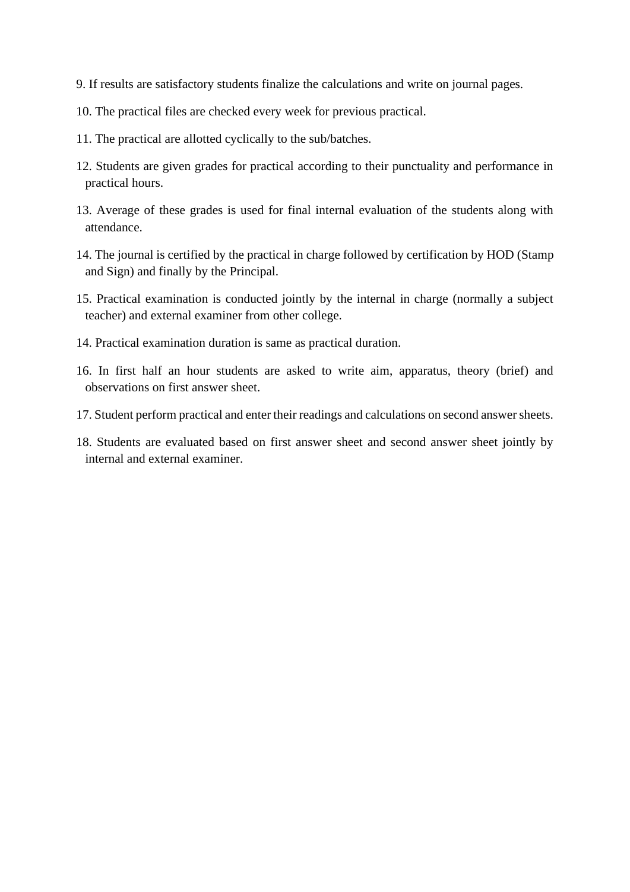9. If results are satisfactory students finalize the calculations and write on journal pages.

10. The practical files are checked every week for previous practical.

11. The practical are allotted cyclically to the sub/batches.

12. Students are given grades for practical according to their punctuality and performance in practical hours.

13. Average of these grades is used for final internal evaluation of the students along with attendance.

14. The journal is certified by the practical in charge followed by certification by HOD (Stamp and Sign) and finally by the Principal.

15. Practical examination is conducted jointly by the internal in charge (normally a subject teacher) and external examiner from other college.

14. Practical examination duration is same as practical duration.

16. In first half an hour students are asked to write aim, apparatus, theory (brief) and observations on first answer sheet.

17. Student perform practical and enter their readings and calculations on second answer sheets.

18. Students are evaluated based on first answer sheet and second answer sheet jointly by internal and external examiner.